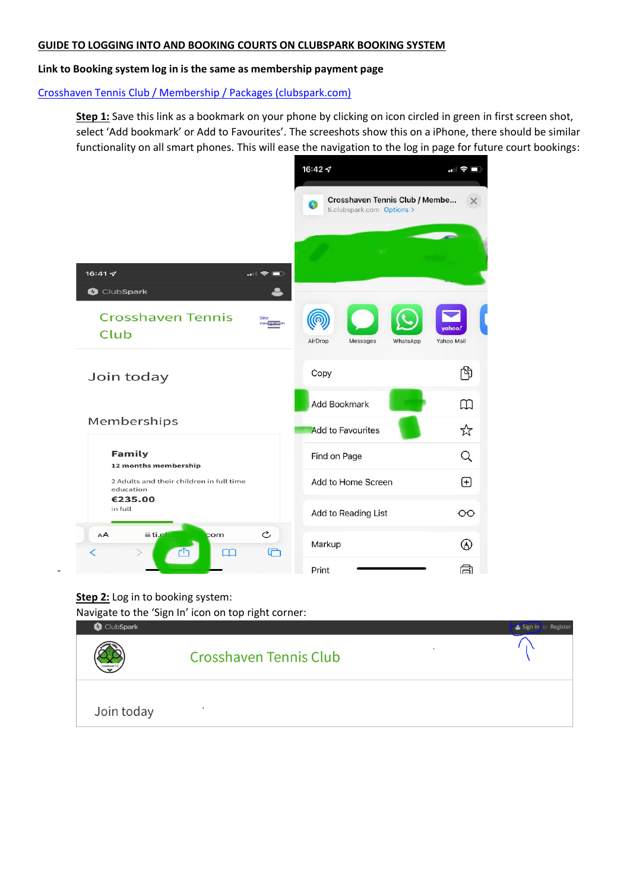**GUIDE TO LOGGING INTO AND BOOKING COURTS ON CLUBSPARK BOOKING SYSTEM**

**Link to Booking system log in is the same as membership payment page**

[Crosshaven Tennis Club / Membership / Packages (clubspark.com)](https://clubspark.com)

**Step 1:** Save this link as a bookmark on your phone by clicking on icon circled in green in first screen shot, select 'Add bookmark' or Add to Favourites'. The screeshots show this on a iPhone, there should be similar functionality on all smart phones. This will ease the navigation to the log in page for future court bookings:

**Step 2:** Log in to booking system:

Navigate to the 'Sign In' icon on top right corner: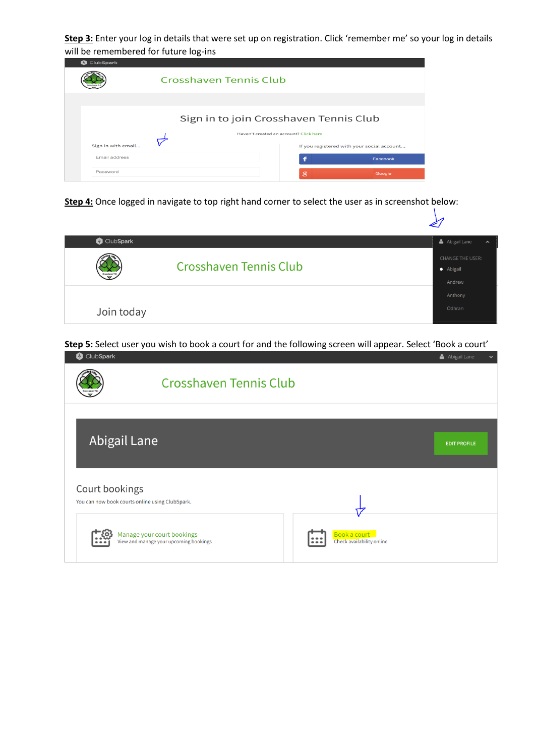**Step 3:** Enter your log in details that were set up on registration. Click 'remember me' so your log in details will be remembered for future log-ins

ClubSpark

Crosshaven Tennis Club

Sign in to join Crosshaven Tennis Club

Haven't created an account? Click here

Sign in with email...

Email address

Password

If you registered with your social account...

Facebook

Google

**Step 4:** Once logged in navigate to top right hand corner to select the user as in screenshot below:

ClubSpark

Crosshaven Tennis Club

Join today

Abigail Lane

CHANGE THE USER:

- Abigail
- Andrew
- Anthony
- Odhran

**Step 5:** Select user you wish to book a court for and the following screen will appear. Select 'Book a court'

ClubSpark

Abigail Lane

Crosshaven Tennis Club

Abigail Lane

EDIT PROFILE

Court bookings

You can now book courts online using ClubSpark.

Manage your court bookings
View and manage your upcoming bookings

Book a court
Check availability online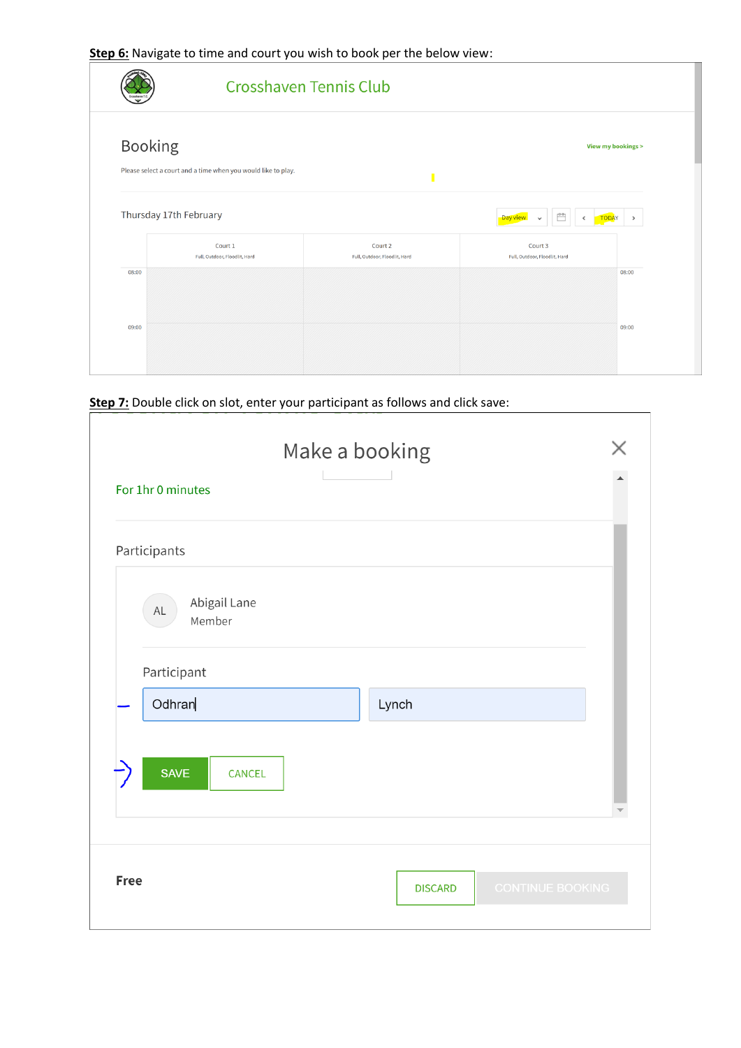**Step 6:** Navigate to time and court you wish to book per the below view:

Crosshaven Tennis Club

Booking

View my bookings >

Please select a court and a time when you would like to play.

Thursday 17th February

Day view TODAY

| | Court 1 Full, Outdoor, Floodlit, Hard | Court 2 Full, Outdoor, Floodlit, Hard | Court 3 Full, Outdoor, Floodlit, Hard | |
|---|---|---|---|---|
| 08:00 | | | | 08:00 |
| 09:00 | | | | 09:00 |

**Step 7:** Double click on slot, enter your participant as follows and click save:

Make a booking

For 1hr 0 minutes

Participants

AL Abigail Lane Member

Participant

Odhran Lynch

SAVE CANCEL

Free

DISCARD CONTINUE BOOKING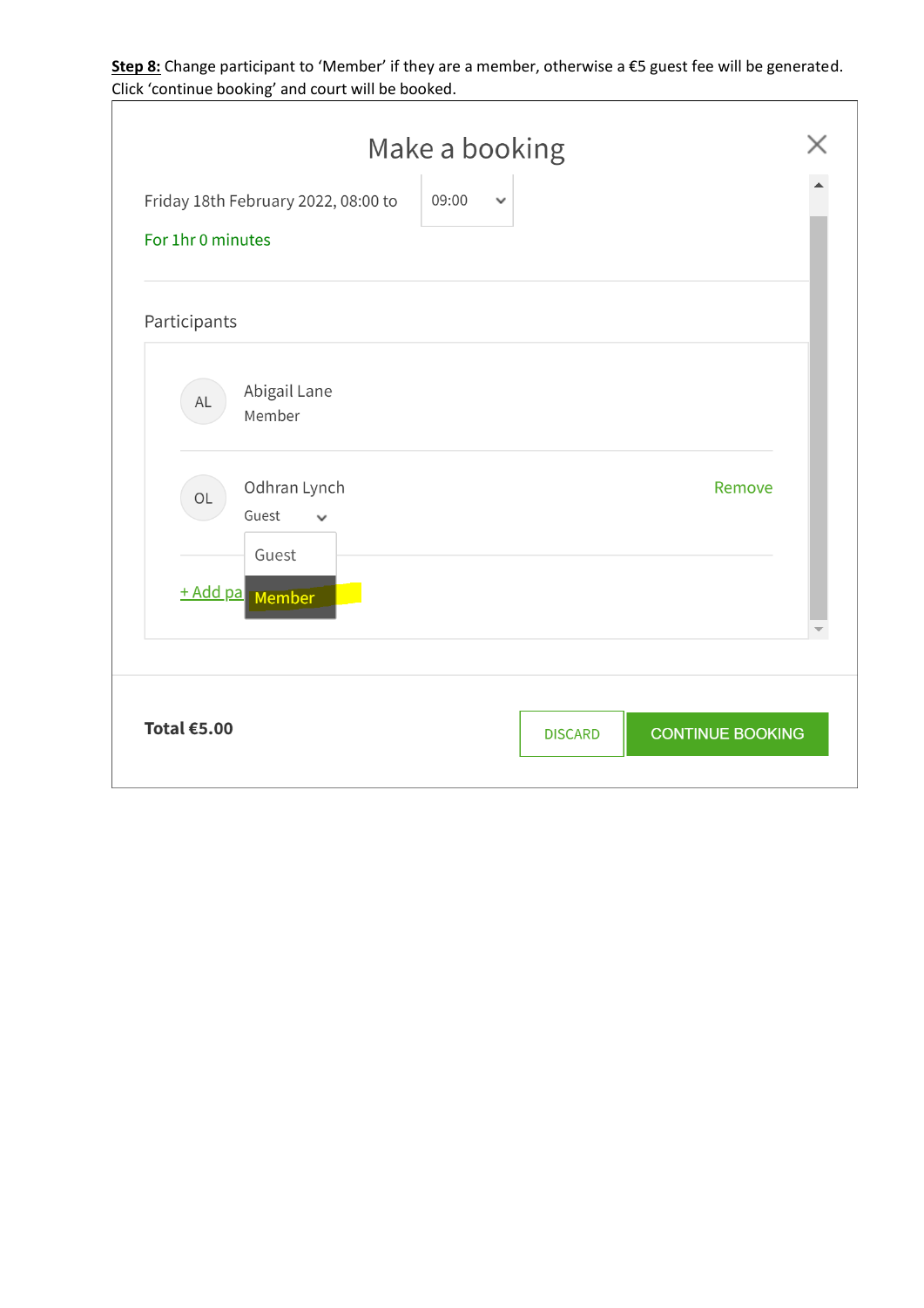**Step 8:** Change participant to 'Member' if they are a member, otherwise a €5 guest fee will be generated. Click 'continue booking' and court will be booked.

Make a booking

Friday 18th February 2022, 08:00 to 09:00

For 1hr 0 minutes

Participants

AL Abigail Lane
Member

OL Odhran Lynch Remove
Guest

Guest

Member

+ Add pa

**Total €5.00**

DISCARD CONTINUE BOOKING